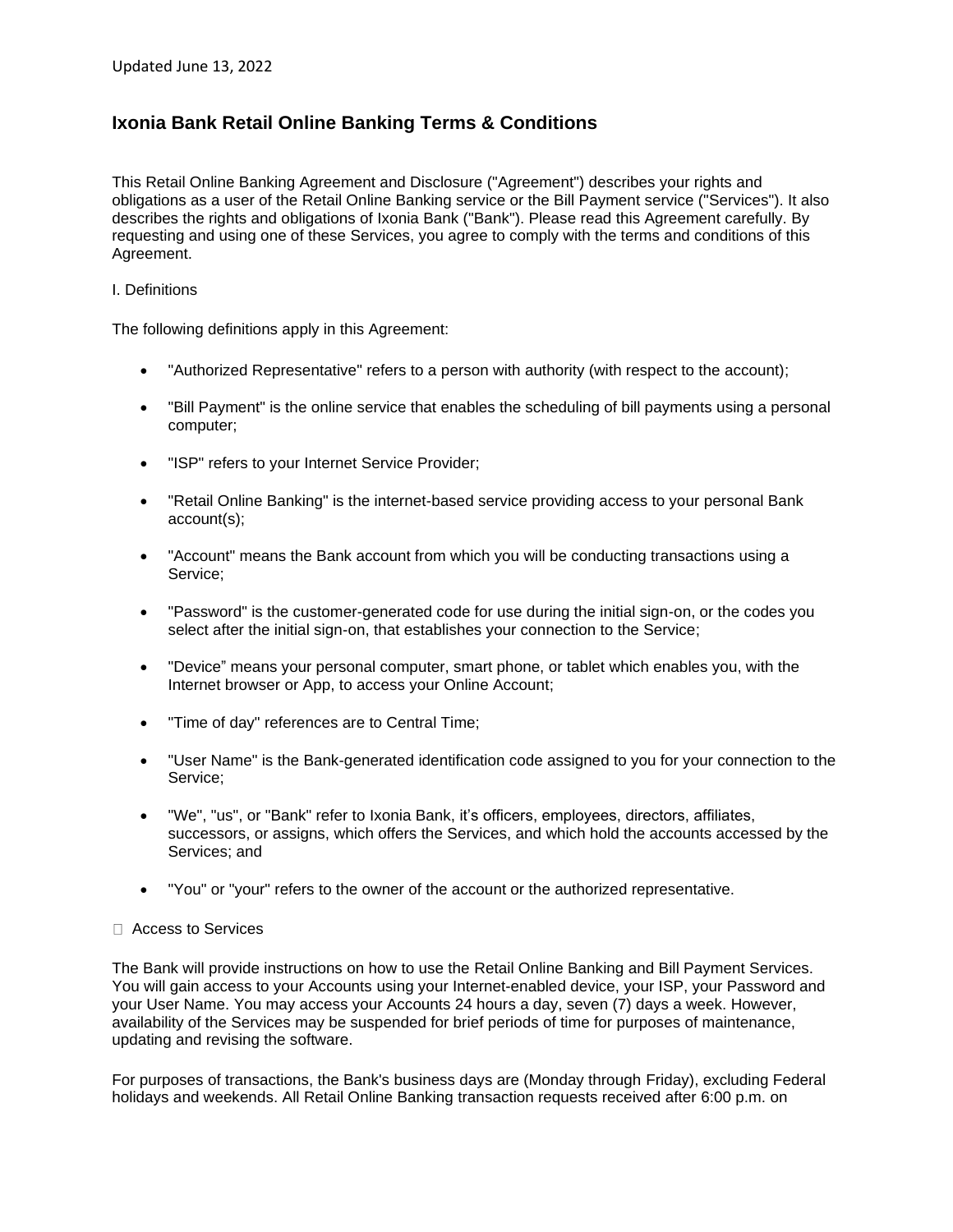Updated June 13, 2022

# Ixonia Bank Retail Online Banking Terms & Conditions

This Retail Online Banking Agreement and Disclosure ("Agreement") describes your rights and obligations as a user of the Retail Online Banking service or the Bill Payment service ("Services"). It also describes the rights and obligations of Ixonia Bank ("Bank"). Please read this Agreement carefully. By requesting and using one of these Services, you agree to comply with the terms and conditions of this Agreement.

I. Definitions

The following definitions apply in this Agreement:

- "Authorized Representative" refers to a person with authority (with respect to the account);
- "Bill Payment" is the online service that enables the scheduling of bill payments using a personal computer;
- "ISP" refers to your Internet Service Provider;
- "Retail Online Banking" is the internet-based service providing access to your personal Bank account(s);
- "Account" means the Bank account from which you will be conducting transactions using a Service;
- "Password" is the customer-generated code for use during the initial sign-on, or the codes you select after the initial sign-on, that establishes your connection to the Service;
- "Device" means your personal computer, smart phone, or tablet which enables you, with the Internet browser or App, to access your Online Account;
- "Time of day" references are to Central Time;
- "User Name" is the Bank-generated identification code assigned to you for your connection to the Service;
- "We", "us", or "Bank" refer to Ixonia Bank, it's officers, employees, directors, affiliates, successors, or assigns, which offers the Services, and which hold the accounts accessed by the Services; and
- "You" or "your" refers to the owner of the account or the authorized representative.

 Access to Services

The Bank will provide instructions on how to use the Retail Online Banking and Bill Payment Services. You will gain access to your Accounts using your Internet-enabled device, your ISP, your Password and your User Name. You may access your Accounts 24 hours a day, seven (7) days a week. However, availability of the Services may be suspended for brief periods of time for purposes of maintenance, updating and revising the software.

For purposes of transactions, the Bank's business days are (Monday through Friday), excluding Federal holidays and weekends. All Retail Online Banking transaction requests received after 6:00 p.m. on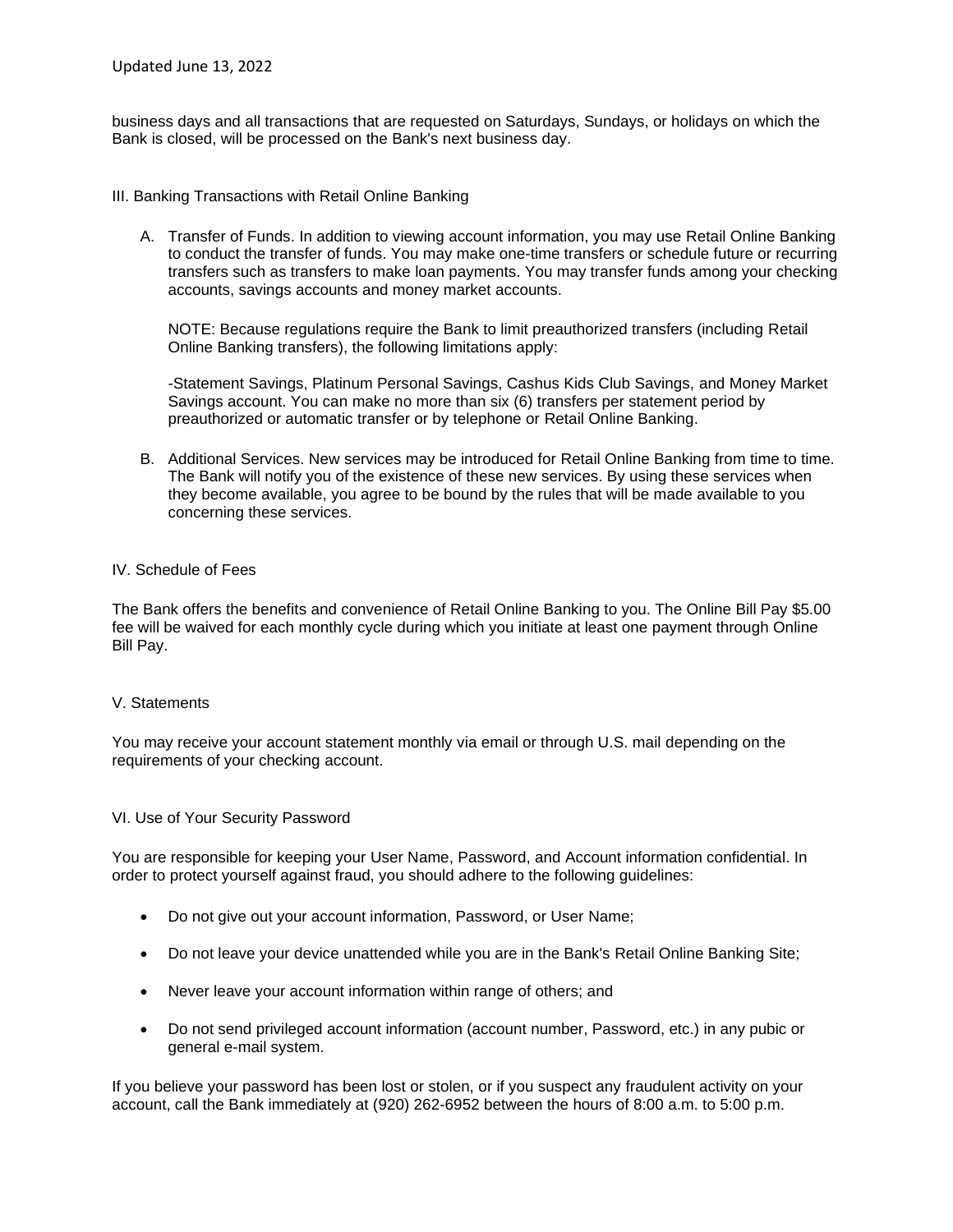business days and all transactions that are requested on Saturdays, Sundays, or holidays on which the Bank is closed, will be processed on the Bank's next business day.

## III. Banking Transactions with Retail Online Banking

A. Transfer of Funds. In addition to viewing account information, you may use Retail Online Banking to conduct the transfer of funds. You may make one-time transfers or schedule future or recurring transfers such as transfers to make loan payments. You may transfer funds among your checking accounts, savings accounts and money market accounts.

   NOTE: Because regulations require the Bank to limit preauthorized transfers (including Retail Online Banking transfers), the following limitations apply:

   -Statement Savings, Platinum Personal Savings, Cashus Kids Club Savings, and Money Market Savings account. You can make no more than six (6) transfers per statement period by preauthorized or automatic transfer or by telephone or Retail Online Banking.

B. Additional Services. New services may be introduced for Retail Online Banking from time to time. The Bank will notify you of the existence of these new services. By using these services when they become available, you agree to be bound by the rules that will be made available to you concerning these services.

## IV. Schedule of Fees

The Bank offers the benefits and convenience of Retail Online Banking to you. The Online Bill Pay $5.00 fee will be waived for each monthly cycle during which you initiate at least one payment through Online Bill Pay.

## V. Statements

You may receive your account statement monthly via email or through U.S. mail depending on the requirements of your checking account.

## VI. Use of Your Security Password

You are responsible for keeping your User Name, Password, and Account information confidential. In order to protect yourself against fraud, you should adhere to the following guidelines:

- Do not give out your account information, Password, or User Name;
- Do not leave your device unattended while you are in the Bank's Retail Online Banking Site;
- Never leave your account information within range of others; and
- Do not send privileged account information (account number, Password, etc.) in any pubic or general e-mail system.

If you believe your password has been lost or stolen, or if you suspect any fraudulent activity on your account, call the Bank immediately at (920) 262-6952 between the hours of 8:00 a.m. to 5:00 p.m.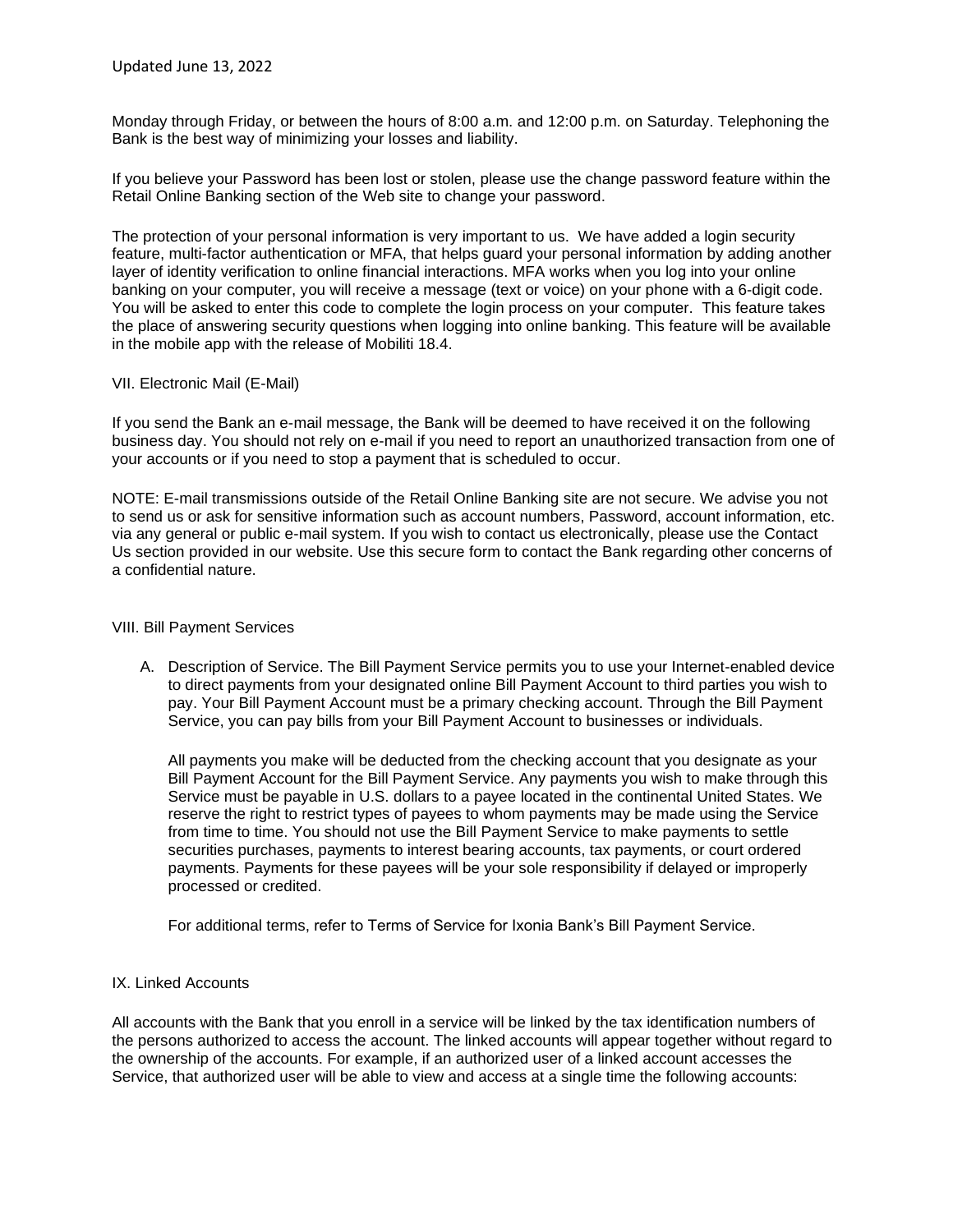Monday through Friday, or between the hours of 8:00 a.m. and 12:00 p.m. on Saturday. Telephoning the Bank is the best way of minimizing your losses and liability.

If you believe your Password has been lost or stolen, please use the change password feature within the Retail Online Banking section of the Web site to change your password.

The protection of your personal information is very important to us. We have added a login security feature, multi-factor authentication or MFA, that helps guard your personal information by adding another layer of identity verification to online financial interactions. MFA works when you log into your online banking on your computer, you will receive a message (text or voice) on your phone with a 6-digit code. You will be asked to enter this code to complete the login process on your computer. This feature takes the place of answering security questions when logging into online banking. This feature will be available in the mobile app with the release of Mobiliti 18.4.

## VII. Electronic Mail (E-Mail)

If you send the Bank an e-mail message, the Bank will be deemed to have received it on the following business day. You should not rely on e-mail if you need to report an unauthorized transaction from one of your accounts or if you need to stop a payment that is scheduled to occur.

NOTE: E-mail transmissions outside of the Retail Online Banking site are not secure. We advise you not to send us or ask for sensitive information such as account numbers, Password, account information, etc. via any general or public e-mail system. If you wish to contact us electronically, please use the Contact Us section provided in our website. Use this secure form to contact the Bank regarding other concerns of a confidential nature.

## VIII. Bill Payment Services

A. Description of Service. The Bill Payment Service permits you to use your Internet-enabled device to direct payments from your designated online Bill Payment Account to third parties you wish to pay. Your Bill Payment Account must be a primary checking account. Through the Bill Payment Service, you can pay bills from your Bill Payment Account to businesses or individuals.

   All payments you make will be deducted from the checking account that you designate as your Bill Payment Account for the Bill Payment Service. Any payments you wish to make through this Service must be payable in U.S. dollars to a payee located in the continental United States. We reserve the right to restrict types of payees to whom payments may be made using the Service from time to time. You should not use the Bill Payment Service to make payments to settle securities purchases, payments to interest bearing accounts, tax payments, or court ordered payments. Payments for these payees will be your sole responsibility if delayed or improperly processed or credited.

   For additional terms, refer to Terms of Service for Ixonia Bank's Bill Payment Service.

## IX. Linked Accounts

All accounts with the Bank that you enroll in a service will be linked by the tax identification numbers of the persons authorized to access the account. The linked accounts will appear together without regard to the ownership of the accounts. For example, if an authorized user of a linked account accesses the Service, that authorized user will be able to view and access at a single time the following accounts: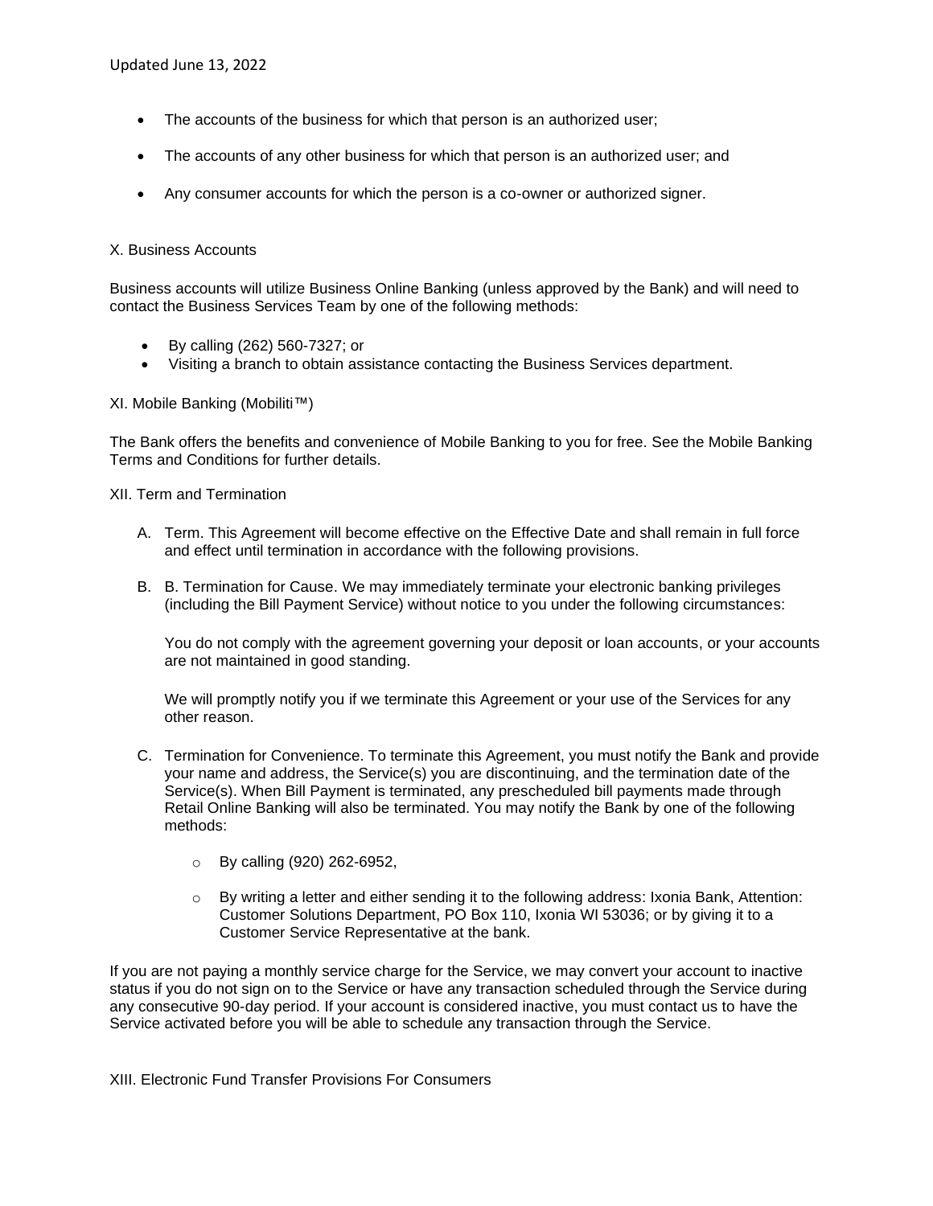- The accounts of the business for which that person is an authorized user;
- The accounts of any other business for which that person is an authorized user; and
- Any consumer accounts for which the person is a co-owner or authorized signer.

## X. Business Accounts

Business accounts will utilize Business Online Banking (unless approved by the Bank) and will need to contact the Business Services Team by one of the following methods:

- By calling (262) 560-7327; or
- Visiting a branch to obtain assistance contacting the Business Services department.

## XI. Mobile Banking (Mobiliti™)

The Bank offers the benefits and convenience of Mobile Banking to you for free. See the Mobile Banking Terms and Conditions for further details.

## XII. Term and Termination

A. Term. This Agreement will become effective on the Effective Date and shall remain in full force and effect until termination in accordance with the following provisions.

B. B. Termination for Cause. We may immediately terminate your electronic banking privileges (including the Bill Payment Service) without notice to you under the following circumstances:

   You do not comply with the agreement governing your deposit or loan accounts, or your accounts are not maintained in good standing.

   We will promptly notify you if we terminate this Agreement or your use of the Services for any other reason.

C. Termination for Convenience. To terminate this Agreement, you must notify the Bank and provide your name and address, the Service(s) you are discontinuing, and the termination date of the Service(s). When Bill Payment is terminated, any prescheduled bill payments made through Retail Online Banking will also be terminated. You may notify the Bank by one of the following methods:

   - By calling (920) 262-6952,
   - By writing a letter and either sending it to the following address: Ixonia Bank, Attention: Customer Solutions Department, PO Box 110, Ixonia WI 53036; or by giving it to a Customer Service Representative at the bank.

If you are not paying a monthly service charge for the Service, we may convert your account to inactive status if you do not sign on to the Service or have any transaction scheduled through the Service during any consecutive 90-day period. If your account is considered inactive, you must contact us to have the Service activated before you will be able to schedule any transaction through the Service.

## XIII. Electronic Fund Transfer Provisions For Consumers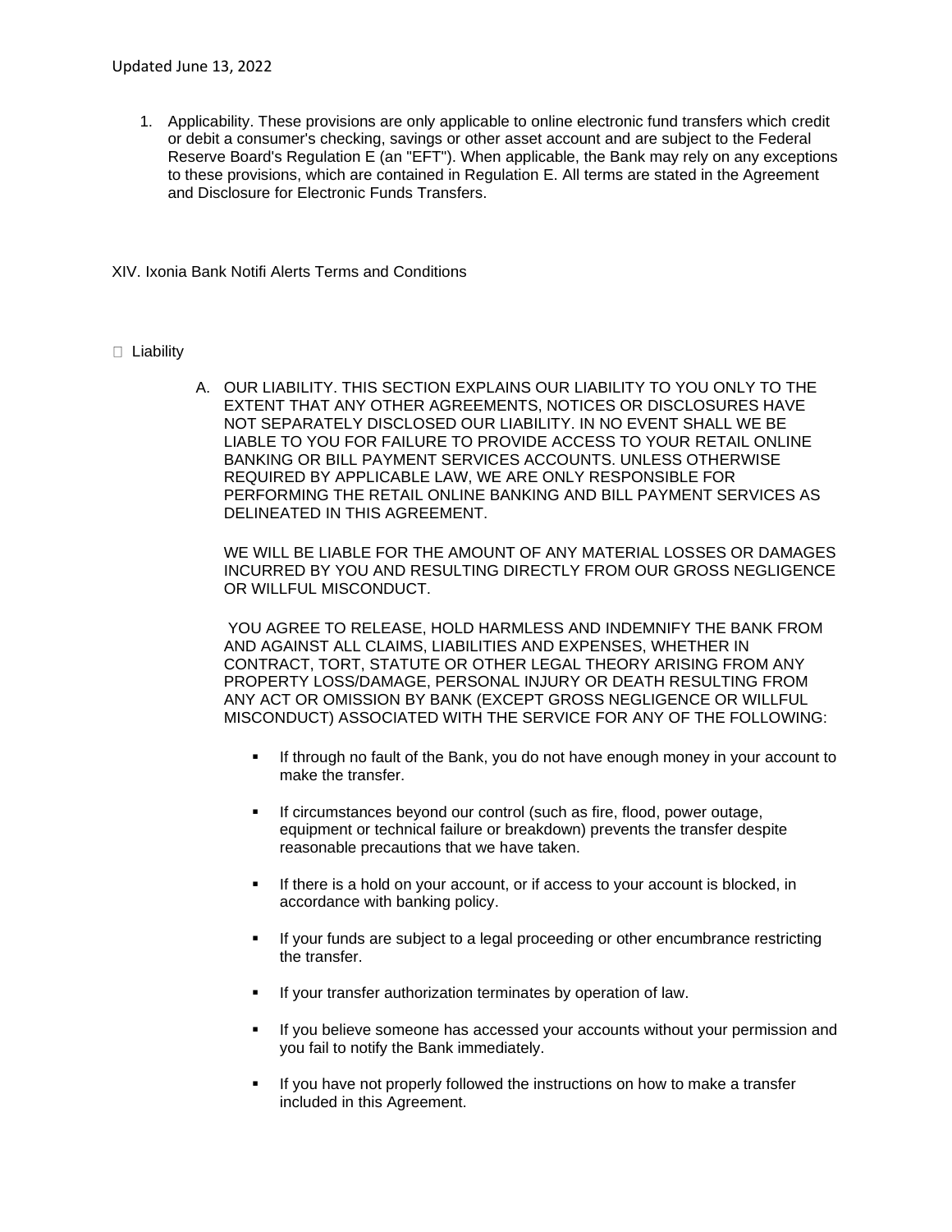Updated June 13, 2022

1. Applicability. These provisions are only applicable to online electronic fund transfers which credit or debit a consumer's checking, savings or other asset account and are subject to the Federal Reserve Board's Regulation E (an "EFT"). When applicable, the Bank may rely on any exceptions to these provisions, which are contained in Regulation E. All terms are stated in the Agreement and Disclosure for Electronic Funds Transfers.

XIV. Ixonia Bank Notifi Alerts Terms and Conditions

- Liability

A. OUR LIABILITY. THIS SECTION EXPLAINS OUR LIABILITY TO YOU ONLY TO THE EXTENT THAT ANY OTHER AGREEMENTS, NOTICES OR DISCLOSURES HAVE NOT SEPARATELY DISCLOSED OUR LIABILITY. IN NO EVENT SHALL WE BE LIABLE TO YOU FOR FAILURE TO PROVIDE ACCESS TO YOUR RETAIL ONLINE BANKING OR BILL PAYMENT SERVICES ACCOUNTS. UNLESS OTHERWISE REQUIRED BY APPLICABLE LAW, WE ARE ONLY RESPONSIBLE FOR PERFORMING THE RETAIL ONLINE BANKING AND BILL PAYMENT SERVICES AS DELINEATED IN THIS AGREEMENT.

   WE WILL BE LIABLE FOR THE AMOUNT OF ANY MATERIAL LOSSES OR DAMAGES INCURRED BY YOU AND RESULTING DIRECTLY FROM OUR GROSS NEGLIGENCE OR WILLFUL MISCONDUCT.

   YOU AGREE TO RELEASE, HOLD HARMLESS AND INDEMNIFY THE BANK FROM AND AGAINST ALL CLAIMS, LIABILITIES AND EXPENSES, WHETHER IN CONTRACT, TORT, STATUTE OR OTHER LEGAL THEORY ARISING FROM ANY PROPERTY LOSS/DAMAGE, PERSONAL INJURY OR DEATH RESULTING FROM ANY ACT OR OMISSION BY BANK (EXCEPT GROSS NEGLIGENCE OR WILLFUL MISCONDUCT) ASSOCIATED WITH THE SERVICE FOR ANY OF THE FOLLOWING:

   - If through no fault of the Bank, you do not have enough money in your account to make the transfer.
   - If circumstances beyond our control (such as fire, flood, power outage, equipment or technical failure or breakdown) prevents the transfer despite reasonable precautions that we have taken.
   - If there is a hold on your account, or if access to your account is blocked, in accordance with banking policy.
   - If your funds are subject to a legal proceeding or other encumbrance restricting the transfer.
   - If your transfer authorization terminates by operation of law.
   - If you believe someone has accessed your accounts without your permission and you fail to notify the Bank immediately.
   - If you have not properly followed the instructions on how to make a transfer included in this Agreement.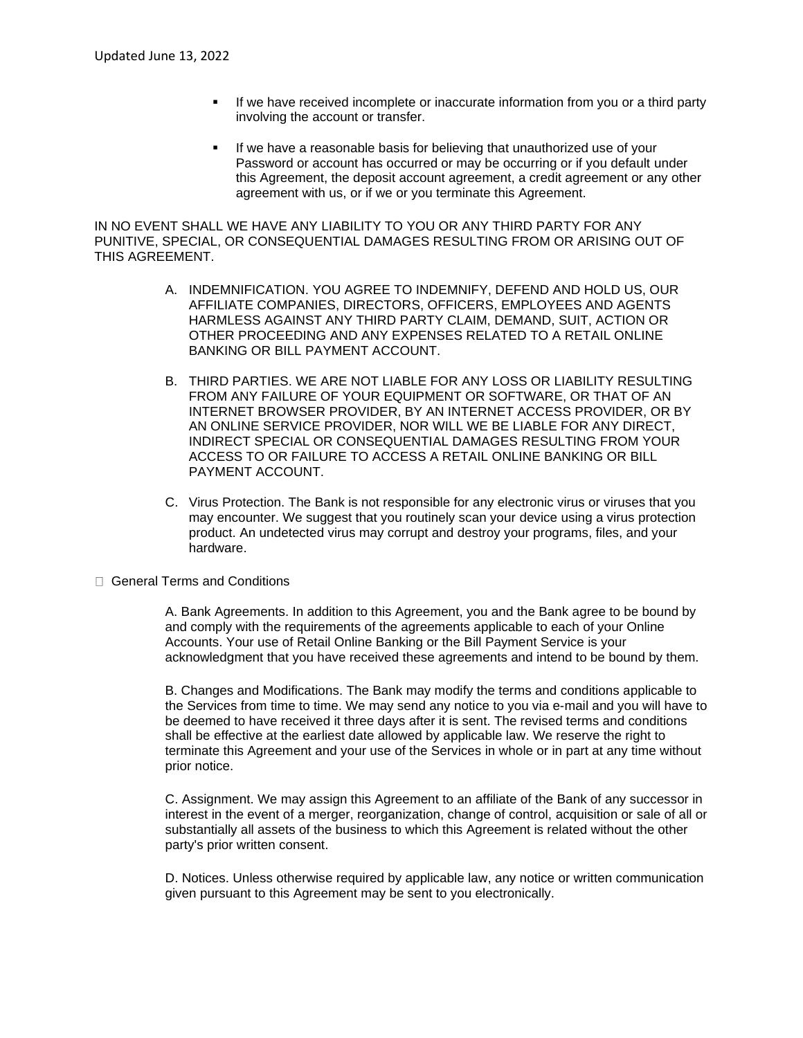- If we have received incomplete or inaccurate information from you or a third party involving the account or transfer.
- If we have a reasonable basis for believing that unauthorized use of your Password or account has occurred or may be occurring or if you default under this Agreement, the deposit account agreement, a credit agreement or any other agreement with us, or if we or you terminate this Agreement.

IN NO EVENT SHALL WE HAVE ANY LIABILITY TO YOU OR ANY THIRD PARTY FOR ANY PUNITIVE, SPECIAL, OR CONSEQUENTIAL DAMAGES RESULTING FROM OR ARISING OUT OF THIS AGREEMENT.

A. INDEMNIFICATION. YOU AGREE TO INDEMNIFY, DEFEND AND HOLD US, OUR AFFILIATE COMPANIES, DIRECTORS, OFFICERS, EMPLOYEES AND AGENTS HARMLESS AGAINST ANY THIRD PARTY CLAIM, DEMAND, SUIT, ACTION OR OTHER PROCEEDING AND ANY EXPENSES RELATED TO A RETAIL ONLINE BANKING OR BILL PAYMENT ACCOUNT.

B. THIRD PARTIES. WE ARE NOT LIABLE FOR ANY LOSS OR LIABILITY RESULTING FROM ANY FAILURE OF YOUR EQUIPMENT OR SOFTWARE, OR THAT OF AN INTERNET BROWSER PROVIDER, BY AN INTERNET ACCESS PROVIDER, OR BY AN ONLINE SERVICE PROVIDER, NOR WILL WE BE LIABLE FOR ANY DIRECT, INDIRECT SPECIAL OR CONSEQUENTIAL DAMAGES RESULTING FROM YOUR ACCESS TO OR FAILURE TO ACCESS A RETAIL ONLINE BANKING OR BILL PAYMENT ACCOUNT.

C. Virus Protection. The Bank is not responsible for any electronic virus or viruses that you may encounter. We suggest that you routinely scan your device using a virus protection product. An undetected virus may corrupt and destroy your programs, files, and your hardware.

- General Terms and Conditions

A. Bank Agreements. In addition to this Agreement, you and the Bank agree to be bound by and comply with the requirements of the agreements applicable to each of your Online Accounts. Your use of Retail Online Banking or the Bill Payment Service is your acknowledgment that you have received these agreements and intend to be bound by them.

B. Changes and Modifications. The Bank may modify the terms and conditions applicable to the Services from time to time. We may send any notice to you via e-mail and you will have to be deemed to have received it three days after it is sent. The revised terms and conditions shall be effective at the earliest date allowed by applicable law. We reserve the right to terminate this Agreement and your use of the Services in whole or in part at any time without prior notice.

C. Assignment. We may assign this Agreement to an affiliate of the Bank of any successor in interest in the event of a merger, reorganization, change of control, acquisition or sale of all or substantially all assets of the business to which this Agreement is related without the other party's prior written consent.

D. Notices. Unless otherwise required by applicable law, any notice or written communication given pursuant to this Agreement may be sent to you electronically.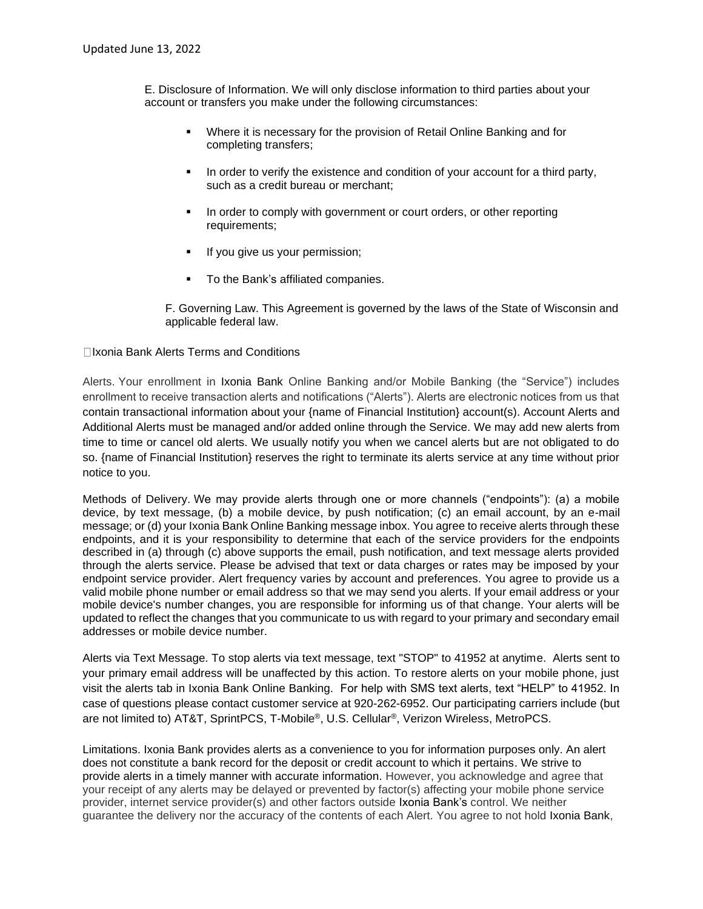Updated June 13, 2022

E. Disclosure of Information. We will only disclose information to third parties about your account or transfers you make under the following circumstances:

- Where it is necessary for the provision of Retail Online Banking and for completing transfers;
- In order to verify the existence and condition of your account for a third party, such as a credit bureau or merchant;
- In order to comply with government or court orders, or other reporting requirements;
- If you give us your permission;
- To the Bank's affiliated companies.

F. Governing Law. This Agreement is governed by the laws of the State of Wisconsin and applicable federal law.

Ixonia Bank Alerts Terms and Conditions

Alerts. Your enrollment in Ixonia Bank Online Banking and/or Mobile Banking (the "Service") includes enrollment to receive transaction alerts and notifications ("Alerts"). Alerts are electronic notices from us that contain transactional information about your {name of Financial Institution} account(s). Account Alerts and Additional Alerts must be managed and/or added online through the Service. We may add new alerts from time to time or cancel old alerts. We usually notify you when we cancel alerts but are not obligated to do so. {name of Financial Institution} reserves the right to terminate its alerts service at any time without prior notice to you.

Methods of Delivery. We may provide alerts through one or more channels ("endpoints"): (a) a mobile device, by text message, (b) a mobile device, by push notification; (c) an email account, by an e-mail message; or (d) your Ixonia Bank Online Banking message inbox. You agree to receive alerts through these endpoints, and it is your responsibility to determine that each of the service providers for the endpoints described in (a) through (c) above supports the email, push notification, and text message alerts provided through the alerts service. Please be advised that text or data charges or rates may be imposed by your endpoint service provider. Alert frequency varies by account and preferences. You agree to provide us a valid mobile phone number or email address so that we may send you alerts. If your email address or your mobile device's number changes, you are responsible for informing us of that change. Your alerts will be updated to reflect the changes that you communicate to us with regard to your primary and secondary email addresses or mobile device number.

Alerts via Text Message. To stop alerts via text message, text "STOP" to 41952 at anytime. Alerts sent to your primary email address will be unaffected by this action. To restore alerts on your mobile phone, just visit the alerts tab in Ixonia Bank Online Banking. For help with SMS text alerts, text "HELP" to 41952. In case of questions please contact customer service at 920-262-6952. Our participating carriers include (but are not limited to) AT&T, SprintPCS, T-Mobile®, U.S. Cellular®, Verizon Wireless, MetroPCS.

Limitations. Ixonia Bank provides alerts as a convenience to you for information purposes only. An alert does not constitute a bank record for the deposit or credit account to which it pertains. We strive to provide alerts in a timely manner with accurate information. However, you acknowledge and agree that your receipt of any alerts may be delayed or prevented by factor(s) affecting your mobile phone service provider, internet service provider(s) and other factors outside Ixonia Bank's control. We neither guarantee the delivery nor the accuracy of the contents of each Alert. You agree to not hold Ixonia Bank,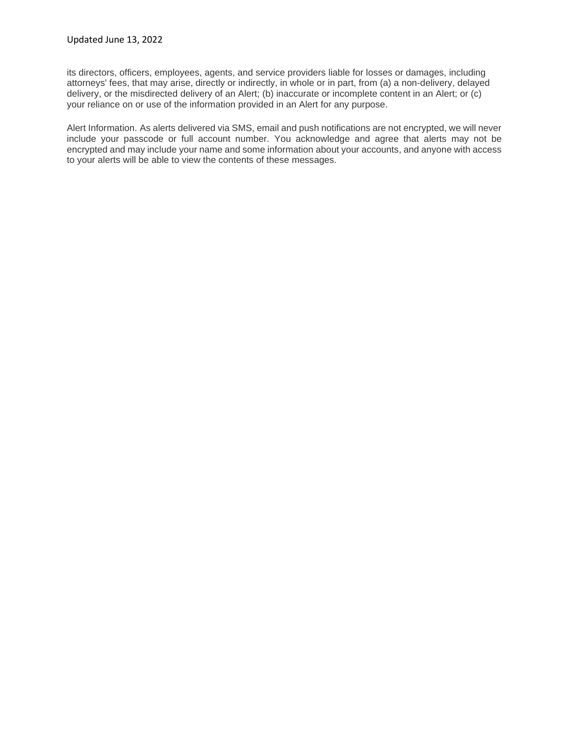its directors, officers, employees, agents, and service providers liable for losses or damages, including attorneys' fees, that may arise, directly or indirectly, in whole or in part, from (a) a non-delivery, delayed delivery, or the misdirected delivery of an Alert; (b) inaccurate or incomplete content in an Alert; or (c) your reliance on or use of the information provided in an Alert for any purpose.

Alert Information. As alerts delivered via SMS, email and push notifications are not encrypted, we will never include your passcode or full account number. You acknowledge and agree that alerts may not be encrypted and may include your name and some information about your accounts, and anyone with access to your alerts will be able to view the contents of these messages.